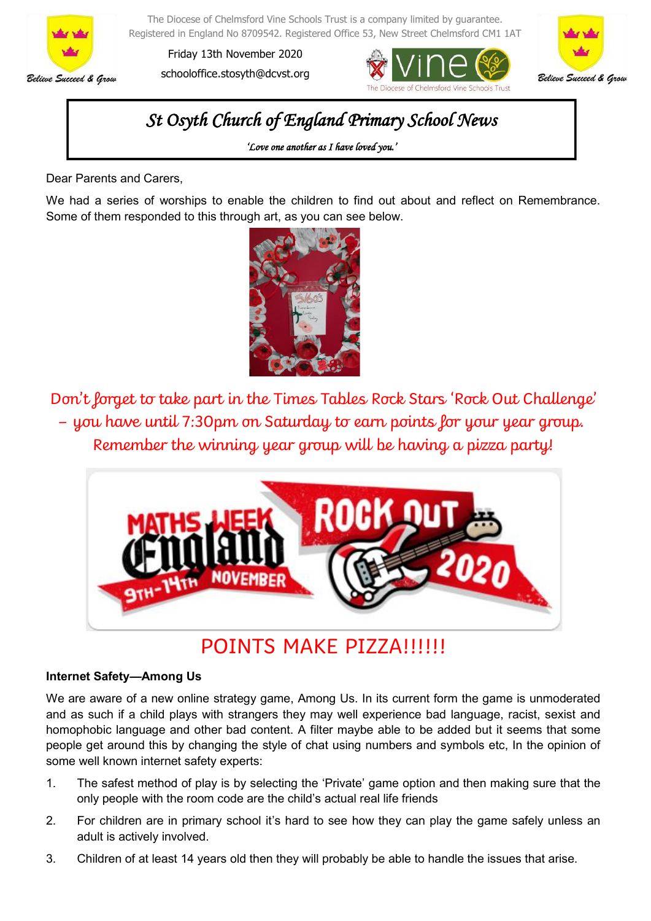The Diocese of Chelmsford Vine Schools Trust is a company limited by guarantee.
Registered in England No 8709542. Registered Office 53, New Street Chelmsford CM1 1AT

Friday 13th November 2020

schooloffice.stosyth@dcvst.org

# St Osyth Church of England Primary School News

*'Love one another as I have loved you.'*

Dear Parents and Carers,

We had a series of worships to enable the children to find out about and reflect on Remembrance. Some of them responded to this through art, as you can see below.

Don't forget to take part in the Times Tables Rock Stars 'Rock Out Challenge' – you have until 7:30pm on Saturday to earn points for your year group. Remember the winning year group will be having a pizza party!

POINTS MAKE PIZZA!!!!!!

**Internet Safety—Among Us**

We are aware of a new online strategy game, Among Us. In its current form the game is unmoderated and as such if a child plays with strangers they may well experience bad language, racist, sexist and homophobic language and other bad content. A filter maybe able to be added but it seems that some people get around this by changing the style of chat using numbers and symbols etc, In the opinion of some well known internet safety experts:

1. The safest method of play is by selecting the 'Private' game option and then making sure that the only people with the room code are the child's actual real life friends
2. For children are in primary school it's hard to see how they can play the game safely unless an adult is actively involved.
3. Children of at least 14 years old then they will probably be able to handle the issues that arise.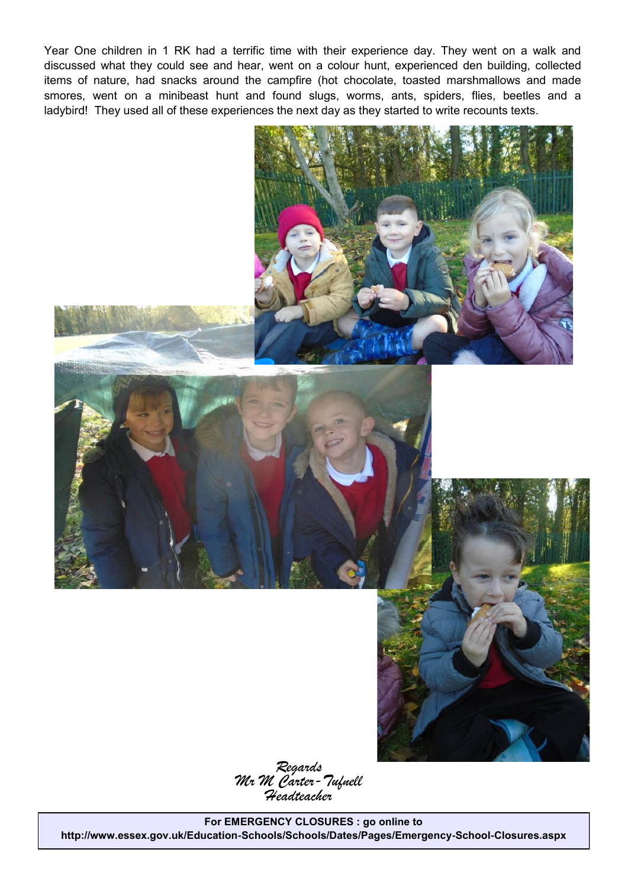Year One children in 1 RK had a terrific time with their experience day. They went on a walk and discussed what they could see and hear, went on a colour hunt, experienced den building, collected items of nature, had snacks around the campfire (hot chocolate, toasted marshmallows and made smores, went on a minibeast hunt and found slugs, worms, ants, spiders, flies, beetles and a ladybird! They used all of these experiences the next day as they started to write recounts texts.

*Regards*
*Mr M Carter-Tufnell*
*Headteacher*

**For EMERGENCY CLOSURES : go online to**
**http://www.essex.gov.uk/Education-Schools/Schools/Dates/Pages/Emergency-School-Closures.aspx**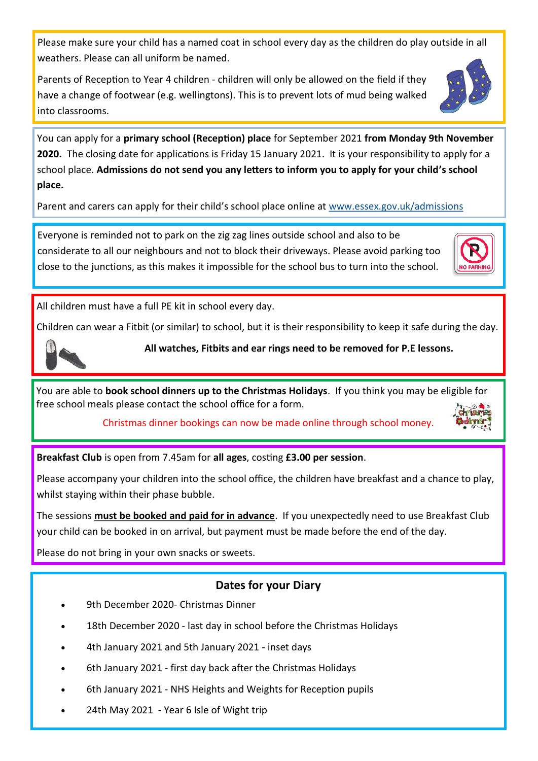Please make sure your child has a named coat in school every day as the children do play outside in all weathers. Please can all uniform be named.

Parents of Reception to Year 4 children - children will only be allowed on the field if they have a change of footwear (e.g. wellingtons). This is to prevent lots of mud being walked into classrooms.

You can apply for a **primary school (Reception) place** for September 2021 **from Monday 9th November 2020.** The closing date for applications is Friday 15 January 2021. It is your responsibility to apply for a school place. **Admissions do not send you any letters to inform you to apply for your child's school place.**

Parent and carers can apply for their child's school place online at www.essex.gov.uk/admissions

Everyone is reminded not to park on the zig zag lines outside school and also to be considerate to all our neighbours and not to block their driveways. Please avoid parking too close to the junctions, as this makes it impossible for the school bus to turn into the school.

All children must have a full PE kit in school every day.

Children can wear a Fitbit (or similar) to school, but it is their responsibility to keep it safe during the day.

**All watches, Fitbits and ear rings need to be removed for P.E lessons.**

You are able to **book school dinners up to the Christmas Holidays**. If you think you may be eligible for free school meals please contact the school office for a form.

Christmas dinner bookings can now be made online through school money.

**Breakfast Club** is open from 7.45am for **all ages**, costing **£3.00 per session**.

Please accompany your children into the school office, the children have breakfast and a chance to play, whilst staying within their phase bubble.

The sessions **must be booked and paid for in advance**. If you unexpectedly need to use Breakfast Club your child can be booked in on arrival, but payment must be made before the end of the day.

Please do not bring in your own snacks or sweets.

## Dates for your Diary

- 9th December 2020- Christmas Dinner
- 18th December 2020 - last day in school before the Christmas Holidays
- 4th January 2021 and 5th January 2021 - inset days
- 6th January 2021 - first day back after the Christmas Holidays
- 6th January 2021 - NHS Heights and Weights for Reception pupils
- 24th May 2021 - Year 6 Isle of Wight trip